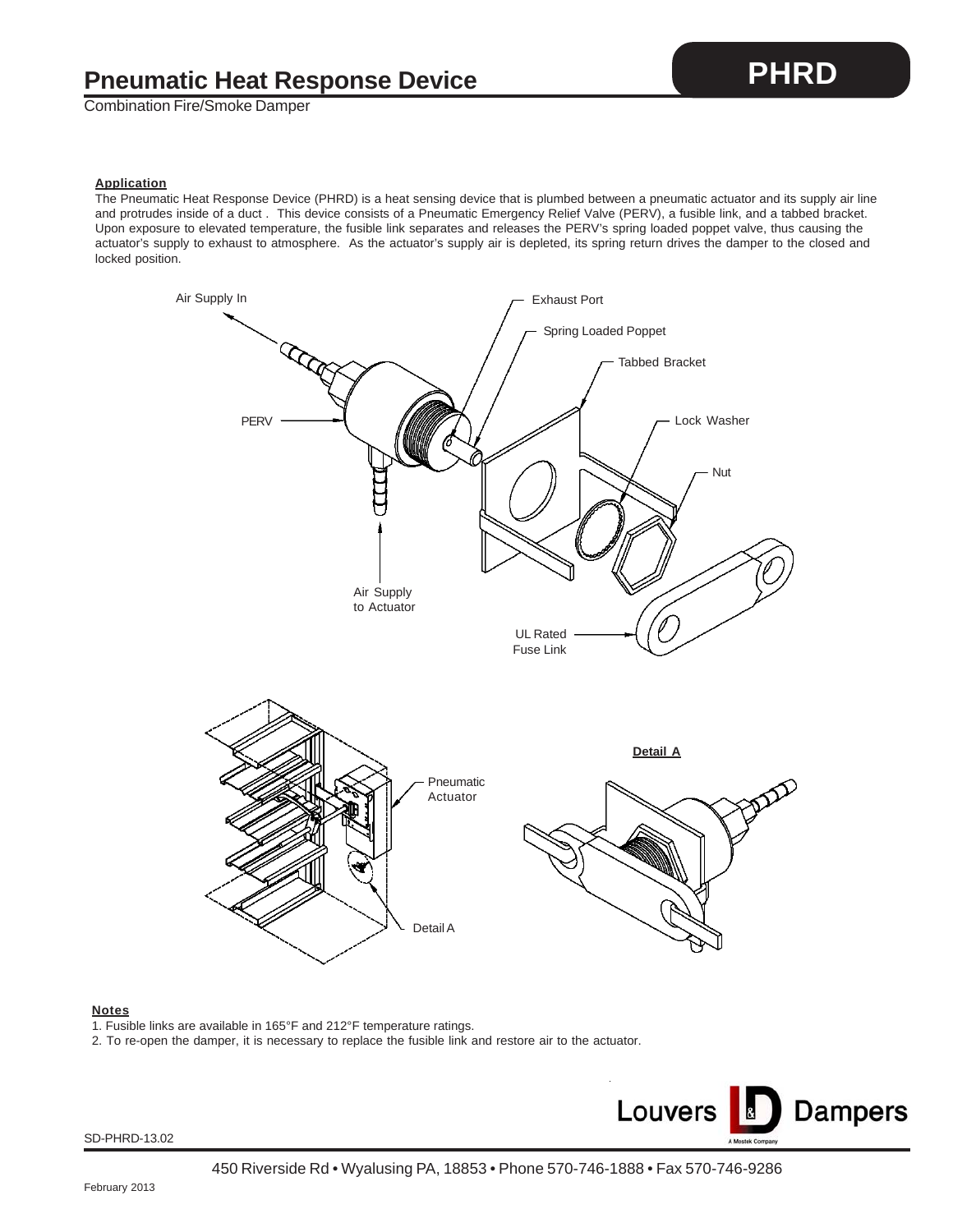# Pneumatic Heat Response Device

## PHRD

Combination Fire/Smoke Damper

**Application**

The Pneumatic Heat Response Device (PHRD) is a heat sensing device that is plumbed between a pneumatic actuator and its supply air line and protrudes inside of a duct . This device consists of a Pneumatic Emergency Relief Valve (PERV), a fusible link, and a tabbed bracket. Upon exposure to elevated temperature, the fusible link separates and releases the PERV's spring loaded poppet valve, thus causing the actuator's supply to exhaust to atmosphere. As the actuator's supply air is depleted, its spring return drives the damper to the closed and locked position.

Air Supply In

Exhaust Port

Spring Loaded Poppet

Tabbed Bracket

PERV

Lock Washer

Nut

Air Supply to Actuator

UL Rated Fuse Link

Pneumatic Actuator

Detail A

**Detail A**

**Notes**

1. Fusible links are available in 165°F and 212°F temperature ratings.
2. To re-open the damper, it is necessary to replace the fusible link and restore air to the actuator.

Louvers & Dampers

A Mestek Company

SD-PHRD-13.02

450 Riverside Rd • Wyalusing PA, 18853 • Phone 570-746-1888 • Fax 570-746-9286

February 2013